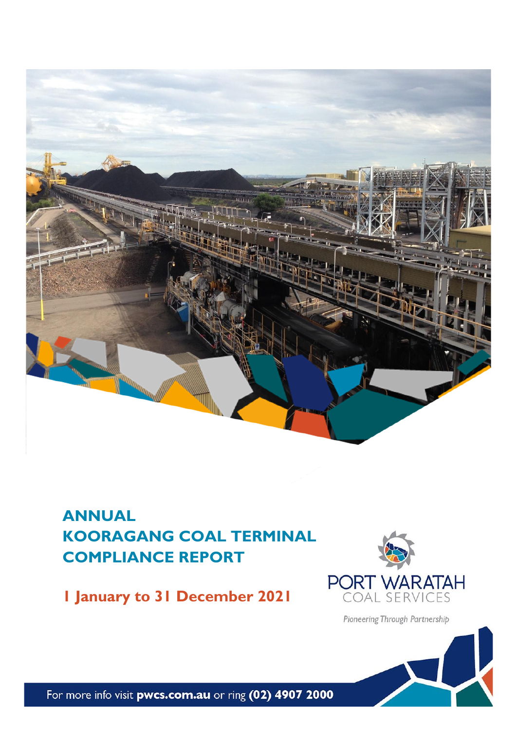# ANNUAL KOORAGANG COAL TERMINAL COMPLIANCE REPORT

## 1 January to 31 December 2021

PORT WARATAH COAL SERVICES

*Pioneering Through Partnership*

For more info visit **pwcs.com.au** or ring **(02) 4907 2000**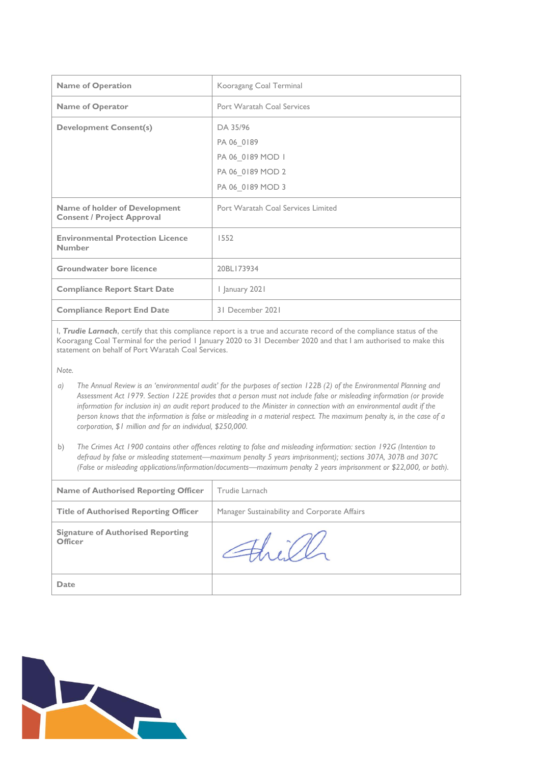| Name of Operation | Kooragang Coal Terminal |
|---|---|
| Name of Operator | Port Waratah Coal Services |
| Development Consent(s) | DA 35/96<br>PA 06_0189<br>PA 06_0189 MOD 1<br>PA 06_0189 MOD 2<br>PA 06_0189 MOD 3 |
| Name of holder of Development Consent / Project Approval | Port Waratah Coal Services Limited |
| Environmental Protection Licence Number | 1552 |
| Groundwater bore licence | 20BL173934 |
| Compliance Report Start Date | 1 January 2021 |
| Compliance Report End Date | 31 December 2021 |

I, ***Trudie Larnach***, certify that this compliance report is a true and accurate record of the compliance status of the Kooragang Coal Terminal for the period 1 January 2020 to 31 December 2020 and that I am authorised to make this statement on behalf of Port Waratah Coal Services.

*Note.*

a) *The Annual Review is an 'environmental audit' for the purposes of section 122B (2) of the Environmental Planning and Assessment Act 1979. Section 122E provides that a person must not include false or misleading information (or provide information for inclusion in) an audit report produced to the Minister in connection with an environmental audit if the person knows that the information is false or misleading in a material respect. The maximum penalty is, in the case of a corporation, $1 million and for an individual, $250,000.*

b) *The Crimes Act 1900 contains other offences relating to false and misleading information: section 192G (Intention to defraud by false or misleading statement—maximum penalty 5 years imprisonment); sections 307A, 307B and 307C (False or misleading applications/information/documents—maximum penalty 2 years imprisonment or $22,000, or both).*

| Name of Authorised Reporting Officer | Trudie Larnach |
|---|---|
| Title of Authorised Reporting Officer | Manager Sustainability and Corporate Affairs |
| Signature of Authorised Reporting Officer | |
| Date | |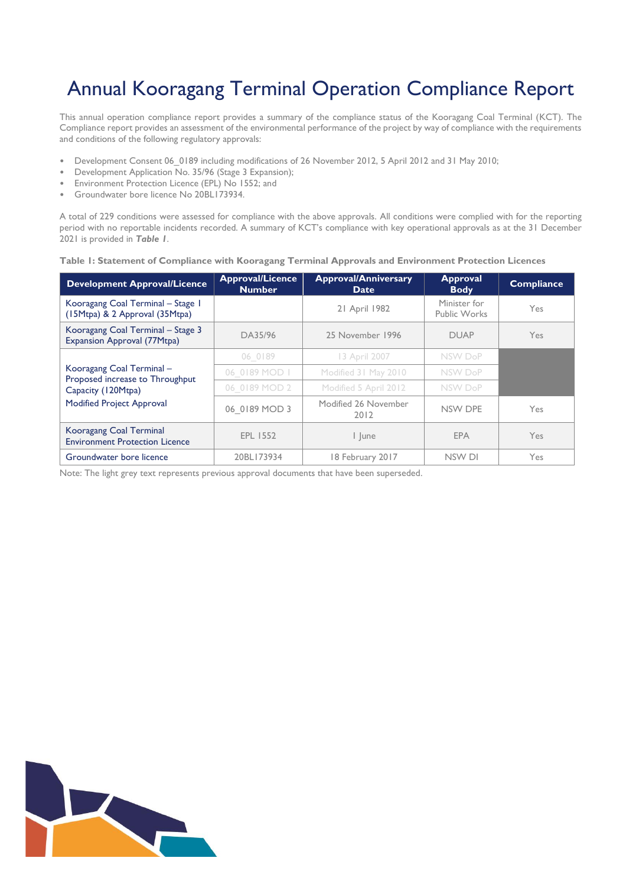# Annual Kooragang Terminal Operation Compliance Report

This annual operation compliance report provides a summary of the compliance status of the Kooragang Coal Terminal (KCT). The Compliance report provides an assessment of the environmental performance of the project by way of compliance with the requirements and conditions of the following regulatory approvals:

- Development Consent 06_0189 including modifications of 26 November 2012, 5 April 2012 and 31 May 2010;
- Development Application No. 35/96 (Stage 3 Expansion);
- Environment Protection Licence (EPL) No 1552; and
- Groundwater bore licence No 20BL173934.

A total of 229 conditions were assessed for compliance with the above approvals. All conditions were complied with for the reporting period with no reportable incidents recorded. A summary of KCT's compliance with key operational approvals as at the 31 December 2021 is provided in ***Table 1***.

**Table 1: Statement of Compliance with Kooragang Terminal Approvals and Environment Protection Licences**

| Development Approval/Licence | Approval/Licence Number | Approval/Anniversary Date | Approval Body | Compliance |
|---|---|---|---|---|
| Kooragang Coal Terminal – Stage 1 (15Mtpa) & 2 Approval (35Mtpa) | | 21 April 1982 | Minister for Public Works | Yes |
| Kooragang Coal Terminal – Stage 3 Expansion Approval (77Mtpa) | DA35/96 | 25 November 1996 | DUAP | Yes |
| Kooragang Coal Terminal – Proposed increase to Throughput Capacity (120Mtpa) Modified Project Approval | 06_0189 | 13 April 2007 | NSW DoP | |
| | 06_0189 MOD 1 | Modified 31 May 2010 | NSW DoP | |
| | 06_0189 MOD 2 | Modified 5 April 2012 | NSW DoP | |
| | 06_0189 MOD 3 | Modified 26 November 2012 | NSW DPE | Yes |
| Kooragang Coal Terminal Environment Protection Licence | EPL 1552 | 1 June | EPA | Yes |
| Groundwater bore licence | 20BL173934 | 18 February 2017 | NSW DI | Yes |

Note: The light grey text represents previous approval documents that have been superseded.